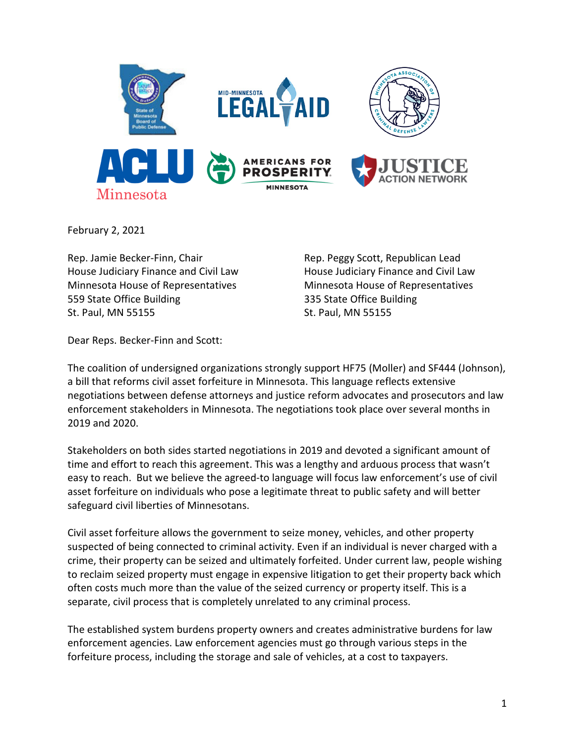February 2, 2021

Rep. Jamie Becker-Finn, Chair
House Judiciary Finance and Civil Law
Minnesota House of Representatives
559 State Office Building
St. Paul, MN 55155

Rep. Peggy Scott, Republican Lead
House Judiciary Finance and Civil Law
Minnesota House of Representatives
335 State Office Building
St. Paul, MN 55155

Dear Reps. Becker-Finn and Scott:

The coalition of undersigned organizations strongly support HF75 (Moller) and SF444 (Johnson), a bill that reforms civil asset forfeiture in Minnesota. This language reflects extensive negotiations between defense attorneys and justice reform advocates and prosecutors and law enforcement stakeholders in Minnesota. The negotiations took place over several months in 2019 and 2020.

Stakeholders on both sides started negotiations in 2019 and devoted a significant amount of time and effort to reach this agreement. This was a lengthy and arduous process that wasn't easy to reach. But we believe the agreed-to language will focus law enforcement's use of civil asset forfeiture on individuals who pose a legitimate threat to public safety and will better safeguard civil liberties of Minnesotans.

Civil asset forfeiture allows the government to seize money, vehicles, and other property suspected of being connected to criminal activity. Even if an individual is never charged with a crime, their property can be seized and ultimately forfeited. Under current law, people wishing to reclaim seized property must engage in expensive litigation to get their property back which often costs much more than the value of the seized currency or property itself. This is a separate, civil process that is completely unrelated to any criminal process.

The established system burdens property owners and creates administrative burdens for law enforcement agencies. Law enforcement agencies must go through various steps in the forfeiture process, including the storage and sale of vehicles, at a cost to taxpayers.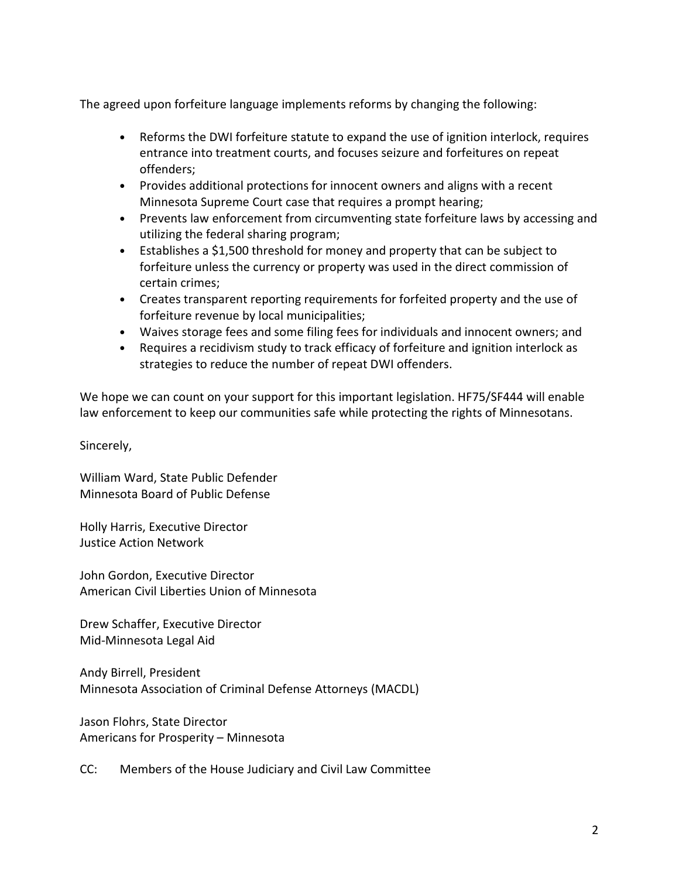The agreed upon forfeiture language implements reforms by changing the following:

- Reforms the DWI forfeiture statute to expand the use of ignition interlock, requires entrance into treatment courts, and focuses seizure and forfeitures on repeat offenders;
- Provides additional protections for innocent owners and aligns with a recent Minnesota Supreme Court case that requires a prompt hearing;
- Prevents law enforcement from circumventing state forfeiture laws by accessing and utilizing the federal sharing program;
- Establishes a $1,500 threshold for money and property that can be subject to forfeiture unless the currency or property was used in the direct commission of certain crimes;
- Creates transparent reporting requirements for forfeited property and the use of forfeiture revenue by local municipalities;
- Waives storage fees and some filing fees for individuals and innocent owners; and
- Requires a recidivism study to track efficacy of forfeiture and ignition interlock as strategies to reduce the number of repeat DWI offenders.

We hope we can count on your support for this important legislation. HF75/SF444 will enable law enforcement to keep our communities safe while protecting the rights of Minnesotans.

Sincerely,

William Ward, State Public Defender
Minnesota Board of Public Defense

Holly Harris, Executive Director
Justice Action Network

John Gordon, Executive Director
American Civil Liberties Union of Minnesota

Drew Schaffer, Executive Director
Mid-Minnesota Legal Aid

Andy Birrell, President
Minnesota Association of Criminal Defense Attorneys (MACDL)

Jason Flohrs, State Director
Americans for Prosperity – Minnesota

CC: Members of the House Judiciary and Civil Law Committee